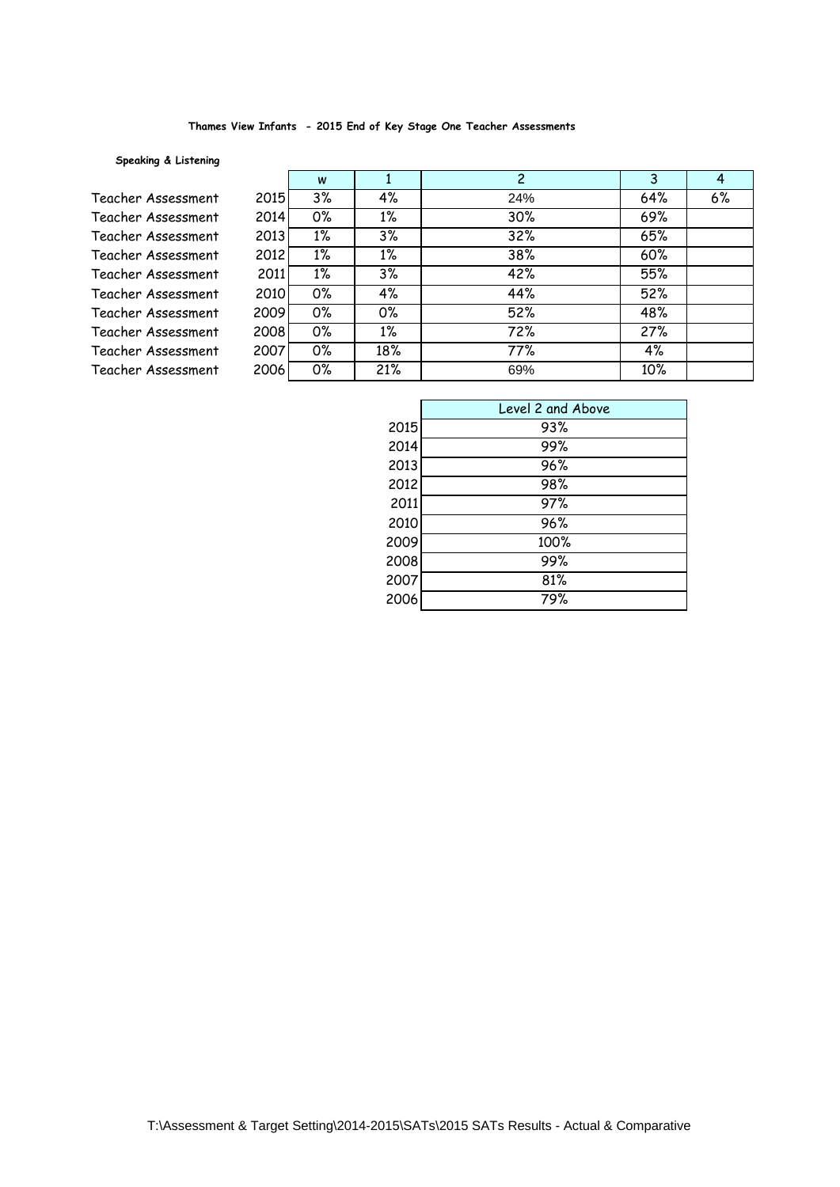**Thames View Infants - 2015 End of Key Stage One Teacher Assessments**

**Speaking & Listening**

| | | w | 1 | 2 | 3 | 4 |
|---|---|---|---|---|---|---|
| Teacher Assessment | 2015 | 3% | 4% | 24% | 64% | 6% |
| Teacher Assessment | 2014 | 0% | 1% | 30% | 69% | |
| Teacher Assessment | 2013 | 1% | 3% | 32% | 65% | |
| Teacher Assessment | 2012 | 1% | 1% | 38% | 60% | |
| Teacher Assessment | 2011 | 1% | 3% | 42% | 55% | |
| Teacher Assessment | 2010 | 0% | 4% | 44% | 52% | |
| Teacher Assessment | 2009 | 0% | 0% | 52% | 48% | |
| Teacher Assessment | 2008 | 0% | 1% | 72% | 27% | |
| Teacher Assessment | 2007 | 0% | 18% | 77% | 4% | |
| Teacher Assessment | 2006 | 0% | 21% | 69% | 10% | |

| | Level 2 and Above |
|---|---|
| 2015 | 93% |
| 2014 | 99% |
| 2013 | 96% |
| 2012 | 98% |
| 2011 | 97% |
| 2010 | 96% |
| 2009 | 100% |
| 2008 | 99% |
| 2007 | 81% |
| 2006 | 79% |

T:\Assessment & Target Setting\2014-2015\SATs\2015 SATs Results - Actual & Comparative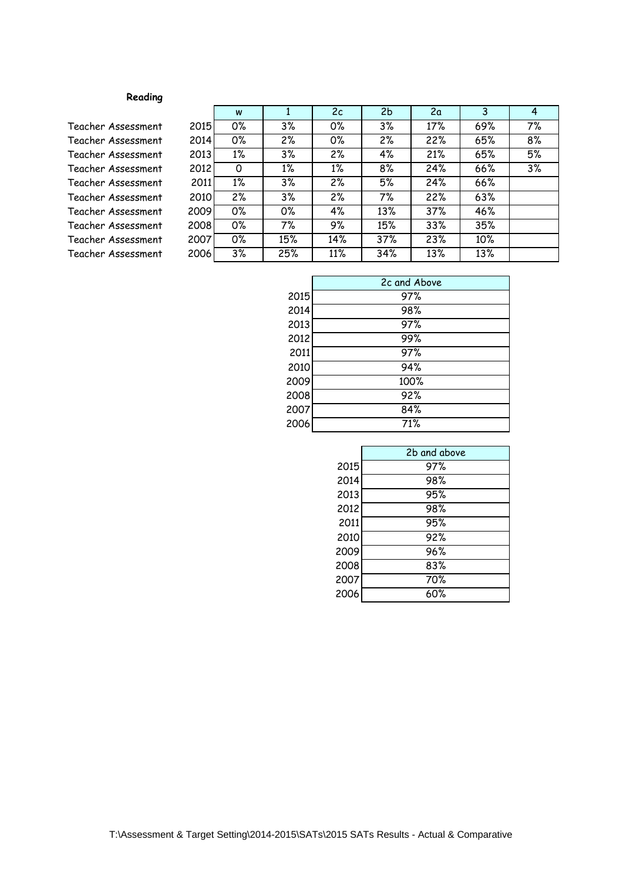**Reading**

| | | w | 1 | 2c | 2b | 2a | 3 | 4 |
|---|---|---|---|---|---|---|---|---|
| Teacher Assessment | 2015 | 0% | 3% | 0% | 3% | 17% | 69% | 7% |
| Teacher Assessment | 2014 | 0% | 2% | 0% | 2% | 22% | 65% | 8% |
| Teacher Assessment | 2013 | 1% | 3% | 2% | 4% | 21% | 65% | 5% |
| Teacher Assessment | 2012 | 0 | 1% | 1% | 8% | 24% | 66% | 3% |
| Teacher Assessment | 2011 | 1% | 3% | 2% | 5% | 24% | 66% | |
| Teacher Assessment | 2010 | 2% | 3% | 2% | 7% | 22% | 63% | |
| Teacher Assessment | 2009 | 0% | 0% | 4% | 13% | 37% | 46% | |
| Teacher Assessment | 2008 | 0% | 7% | 9% | 15% | 33% | 35% | |
| Teacher Assessment | 2007 | 0% | 15% | 14% | 37% | 23% | 10% | |
| Teacher Assessment | 2006 | 3% | 25% | 11% | 34% | 13% | 13% | |

| | 2c and Above |
|---|---|
| 2015 | 97% |
| 2014 | 98% |
| 2013 | 97% |
| 2012 | 99% |
| 2011 | 97% |
| 2010 | 94% |
| 2009 | 100% |
| 2008 | 92% |
| 2007 | 84% |
| 2006 | 71% |

| | 2b and above |
|---|---|
| 2015 | 97% |
| 2014 | 98% |
| 2013 | 95% |
| 2012 | 98% |
| 2011 | 95% |
| 2010 | 92% |
| 2009 | 96% |
| 2008 | 83% |
| 2007 | 70% |
| 2006 | 60% |

T:\Assessment & Target Setting\2014-2015\SATs\2015 SATs Results - Actual & Comparative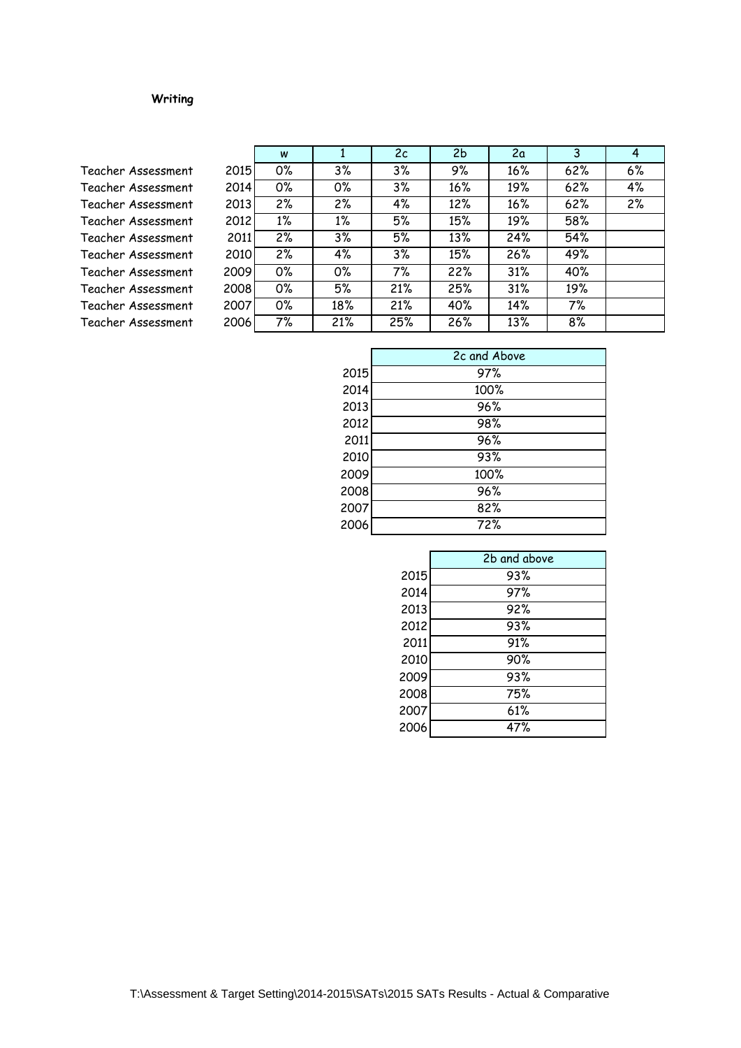**Writing**

| | | w | 1 | 2c | 2b | 2a | 3 | 4 |
|---|---|---|---|---|---|---|---|---|
| Teacher Assessment | 2015 | 0% | 3% | 3% | 9% | 16% | 62% | 6% |
| Teacher Assessment | 2014 | 0% | 0% | 3% | 16% | 19% | 62% | 4% |
| Teacher Assessment | 2013 | 2% | 2% | 4% | 12% | 16% | 62% | 2% |
| Teacher Assessment | 2012 | 1% | 1% | 5% | 15% | 19% | 58% | |
| Teacher Assessment | 2011 | 2% | 3% | 5% | 13% | 24% | 54% | |
| Teacher Assessment | 2010 | 2% | 4% | 3% | 15% | 26% | 49% | |
| Teacher Assessment | 2009 | 0% | 0% | 7% | 22% | 31% | 40% | |
| Teacher Assessment | 2008 | 0% | 5% | 21% | 25% | 31% | 19% | |
| Teacher Assessment | 2007 | 0% | 18% | 21% | 40% | 14% | 7% | |
| Teacher Assessment | 2006 | 7% | 21% | 25% | 26% | 13% | 8% | |

| | 2c and Above |
|---|---|
| 2015 | 97% |
| 2014 | 100% |
| 2013 | 96% |
| 2012 | 98% |
| 2011 | 96% |
| 2010 | 93% |
| 2009 | 100% |
| 2008 | 96% |
| 2007 | 82% |
| 2006 | 72% |

| | 2b and above |
|---|---|
| 2015 | 93% |
| 2014 | 97% |
| 2013 | 92% |
| 2012 | 93% |
| 2011 | 91% |
| 2010 | 90% |
| 2009 | 93% |
| 2008 | 75% |
| 2007 | 61% |
| 2006 | 47% |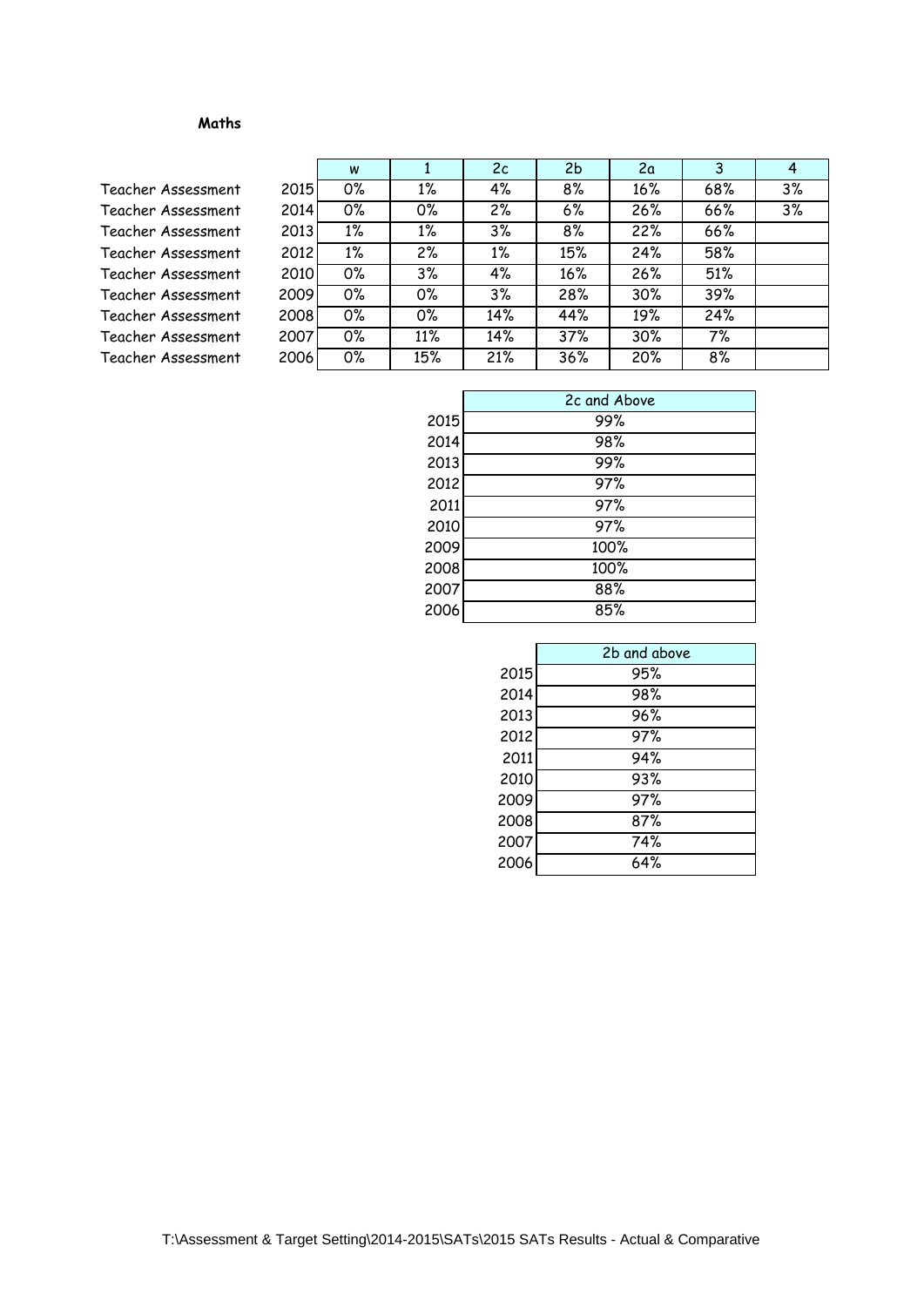**Maths**

| | | w | 1 | 2c | 2b | 2a | 3 | 4 |
|---|---|---|---|---|---|---|---|---|
| Teacher Assessment | 2015 | 0% | 1% | 4% | 8% | 16% | 68% | 3% |
| Teacher Assessment | 2014 | 0% | 0% | 2% | 6% | 26% | 66% | 3% |
| Teacher Assessment | 2013 | 1% | 1% | 3% | 8% | 22% | 66% | |
| Teacher Assessment | 2012 | 1% | 2% | 1% | 15% | 24% | 58% | |
| Teacher Assessment | 2010 | 0% | 3% | 4% | 16% | 26% | 51% | |
| Teacher Assessment | 2009 | 0% | 0% | 3% | 28% | 30% | 39% | |
| Teacher Assessment | 2008 | 0% | 0% | 14% | 44% | 19% | 24% | |
| Teacher Assessment | 2007 | 0% | 11% | 14% | 37% | 30% | 7% | |
| Teacher Assessment | 2006 | 0% | 15% | 21% | 36% | 20% | 8% | |

| | 2c and Above |
|---|---|
| 2015 | 99% |
| 2014 | 98% |
| 2013 | 99% |
| 2012 | 97% |
| 2011 | 97% |
| 2010 | 97% |
| 2009 | 100% |
| 2008 | 100% |
| 2007 | 88% |
| 2006 | 85% |

| | 2b and above |
|---|---|
| 2015 | 95% |
| 2014 | 98% |
| 2013 | 96% |
| 2012 | 97% |
| 2011 | 94% |
| 2010 | 93% |
| 2009 | 97% |
| 2008 | 87% |
| 2007 | 74% |
| 2006 | 64% |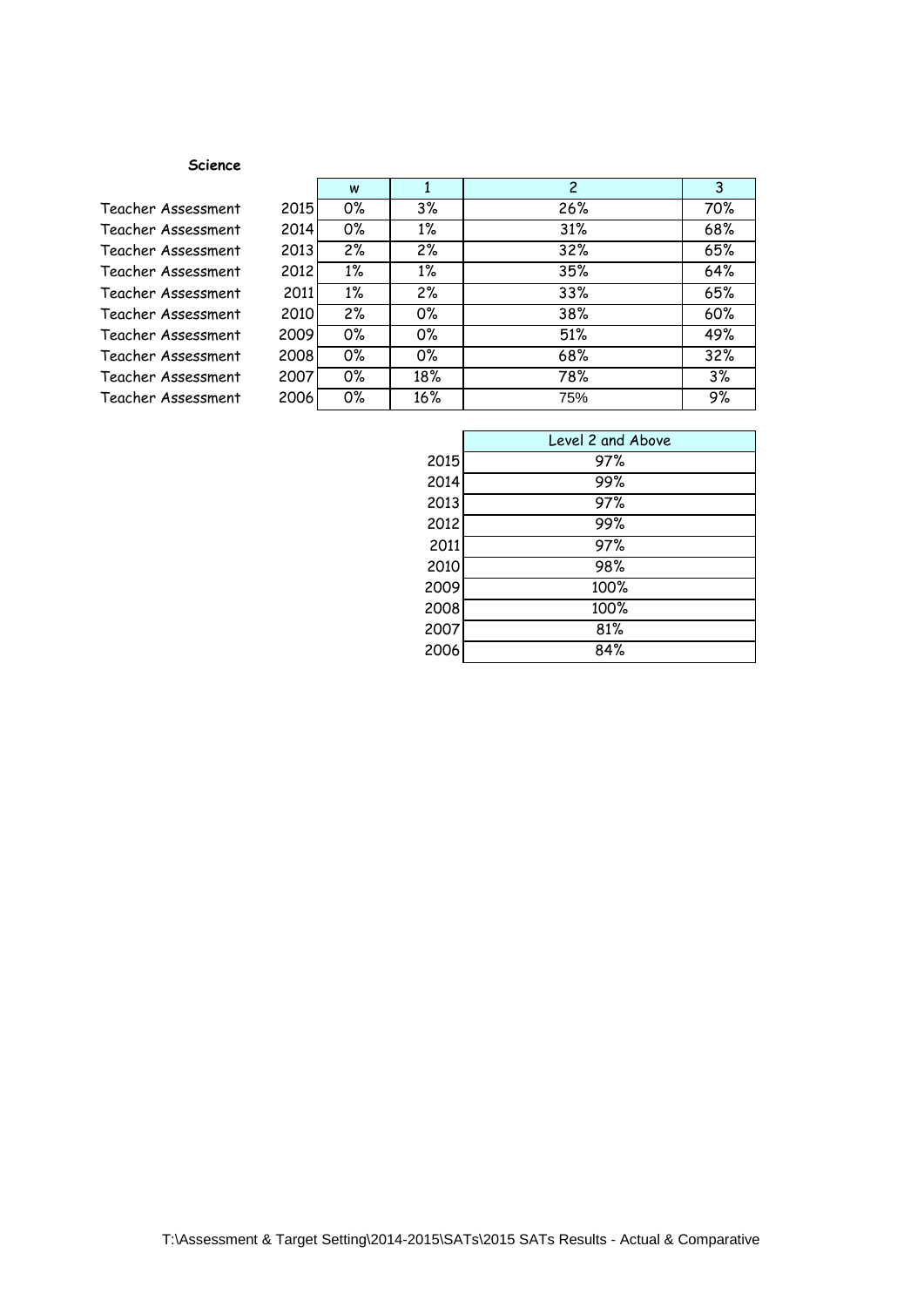**Science**

| | | w | 1 | 2 | 3 |
|---|---|---|---|---|---|
| Teacher Assessment | 2015 | 0% | 3% | 26% | 70% |
| Teacher Assessment | 2014 | 0% | 1% | 31% | 68% |
| Teacher Assessment | 2013 | 2% | 2% | 32% | 65% |
| Teacher Assessment | 2012 | 1% | 1% | 35% | 64% |
| Teacher Assessment | 2011 | 1% | 2% | 33% | 65% |
| Teacher Assessment | 2010 | 2% | 0% | 38% | 60% |
| Teacher Assessment | 2009 | 0% | 0% | 51% | 49% |
| Teacher Assessment | 2008 | 0% | 0% | 68% | 32% |
| Teacher Assessment | 2007 | 0% | 18% | 78% | 3% |
| Teacher Assessment | 2006 | 0% | 16% | 75% | 9% |

| | Level 2 and Above |
|---|---|
| 2015 | 97% |
| 2014 | 99% |
| 2013 | 97% |
| 2012 | 99% |
| 2011 | 97% |
| 2010 | 98% |
| 2009 | 100% |
| 2008 | 100% |
| 2007 | 81% |
| 2006 | 84% |